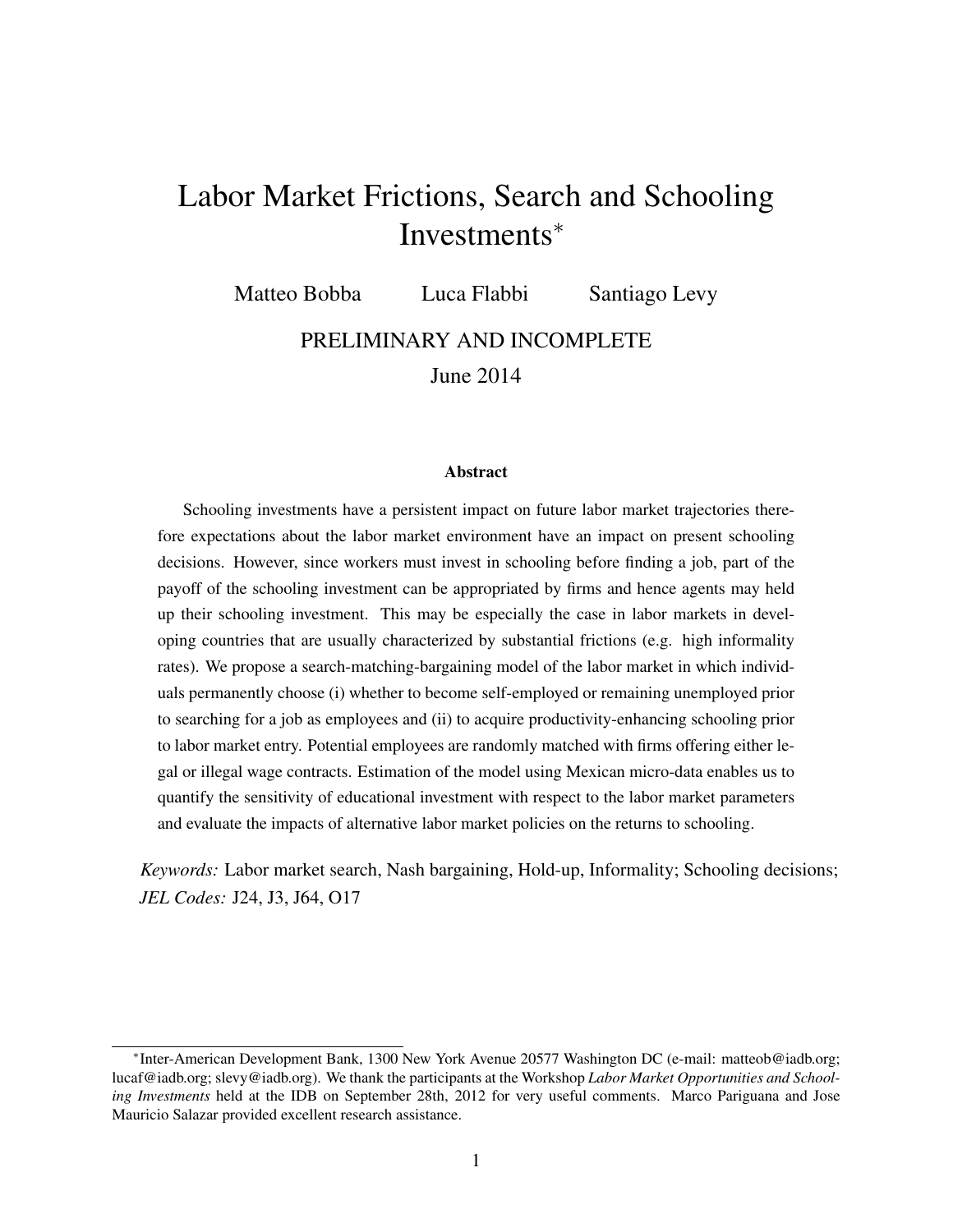# Labor Market Frictions, Search and Schooling Investments[*]

Matteo Bobba Luca Flabbi Santiago Levy

PRELIMINARY AND INCOMPLETE

June 2014

### Abstract

Schooling investments have a persistent impact on future labor market trajectories therefore expectations about the labor market environment have an impact on present schooling decisions. However, since workers must invest in schooling before finding a job, part of the payoff of the schooling investment can be appropriated by firms and hence agents may held up their schooling investment. This may be especially the case in labor markets in developing countries that are usually characterized by substantial frictions (e.g. high informality rates). We propose a search-matching-bargaining model of the labor market in which individuals permanently choose (i) whether to become self-employed or remaining unemployed prior to searching for a job as employees and (ii) to acquire productivity-enhancing schooling prior to labor market entry. Potential employees are randomly matched with firms offering either legal or illegal wage contracts. Estimation of the model using Mexican micro-data enables us to quantify the sensitivity of educational investment with respect to the labor market parameters and evaluate the impacts of alternative labor market policies on the returns to schooling.

*Keywords:* Labor market search, Nash bargaining, Hold-up, Informality; Schooling decisions; *JEL Codes:* J24, J3, J64, O17

[*]Inter-American Development Bank, 1300 New York Avenue 20577 Washington DC (e-mail: matteob@iadb.org; lucaf@iadb.org; slevy@iadb.org). We thank the participants at the Workshop *Labor Market Opportunities and Schooling Investments* held at the IDB on September 28th, 2012 for very useful comments. Marco Pariguana and Jose Mauricio Salazar provided excellent research assistance.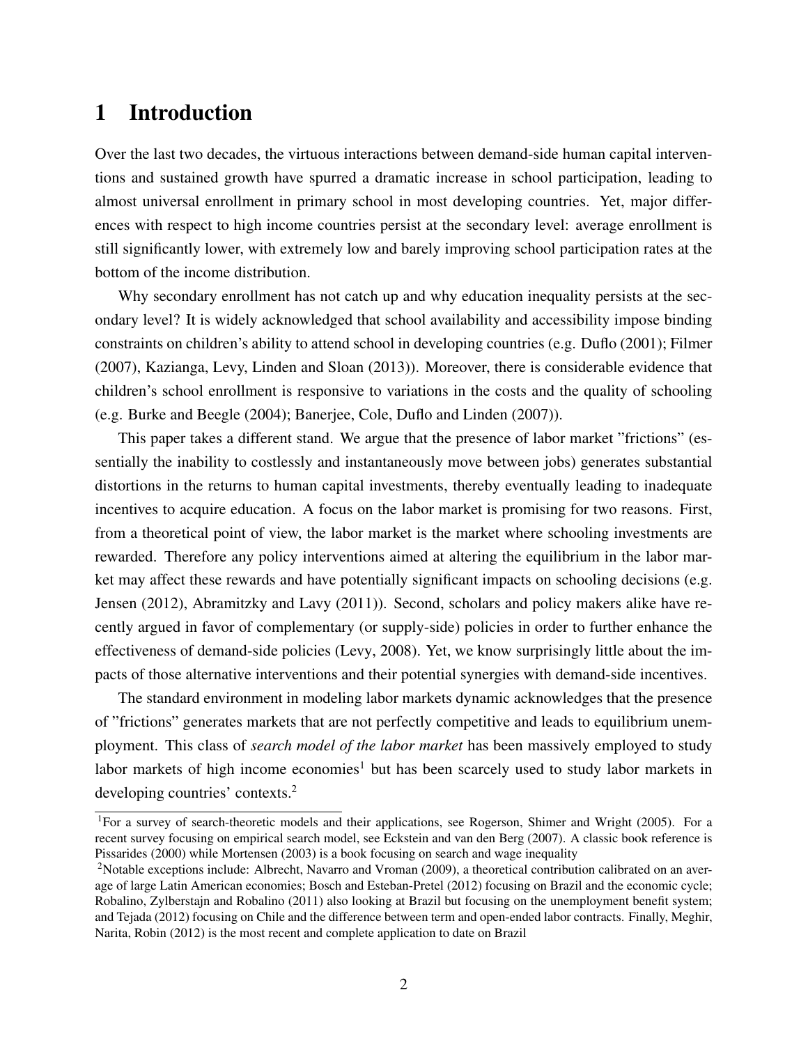# 1 Introduction

Over the last two decades, the virtuous interactions between demand-side human capital interventions and sustained growth have spurred a dramatic increase in school participation, leading to almost universal enrollment in primary school in most developing countries. Yet, major differences with respect to high income countries persist at the secondary level: average enrollment is still significantly lower, with extremely low and barely improving school participation rates at the bottom of the income distribution.

Why secondary enrollment has not catch up and why education inequality persists at the secondary level? It is widely acknowledged that school availability and accessibility impose binding constraints on children's ability to attend school in developing countries (e.g. Duflo (2001); Filmer (2007), Kazianga, Levy, Linden and Sloan (2013)). Moreover, there is considerable evidence that children's school enrollment is responsive to variations in the costs and the quality of schooling (e.g. Burke and Beegle (2004); Banerjee, Cole, Duflo and Linden (2007)).

This paper takes a different stand. We argue that the presence of labor market "frictions" (essentially the inability to costlessly and instantaneously move between jobs) generates substantial distortions in the returns to human capital investments, thereby eventually leading to inadequate incentives to acquire education. A focus on the labor market is promising for two reasons. First, from a theoretical point of view, the labor market is the market where schooling investments are rewarded. Therefore any policy interventions aimed at altering the equilibrium in the labor market may affect these rewards and have potentially significant impacts on schooling decisions (e.g. Jensen (2012), Abramitzky and Lavy (2011)). Second, scholars and policy makers alike have recently argued in favor of complementary (or supply-side) policies in order to further enhance the effectiveness of demand-side policies (Levy, 2008). Yet, we know surprisingly little about the impacts of those alternative interventions and their potential synergies with demand-side incentives.

The standard environment in modeling labor markets dynamic acknowledges that the presence of "frictions" generates markets that are not perfectly competitive and leads to equilibrium unemployment. This class of *search model of the labor market* has been massively employed to study labor markets of high income economies[1] but has been scarcely used to study labor markets in developing countries' contexts.[2]

[1]For a survey of search-theoretic models and their applications, see Rogerson, Shimer and Wright (2005). For a recent survey focusing on empirical search model, see Eckstein and van den Berg (2007). A classic book reference is Pissarides (2000) while Mortensen (2003) is a book focusing on search and wage inequality

[2]Notable exceptions include: Albrecht, Navarro and Vroman (2009), a theoretical contribution calibrated on an average of large Latin American economies; Bosch and Esteban-Pretel (2012) focusing on Brazil and the economic cycle; Robalino, Zylberstajn and Robalino (2011) also looking at Brazil but focusing on the unemployment benefit system; and Tejada (2012) focusing on Chile and the difference between term and open-ended labor contracts. Finally, Meghir, Narita, Robin (2012) is the most recent and complete application to date on Brazil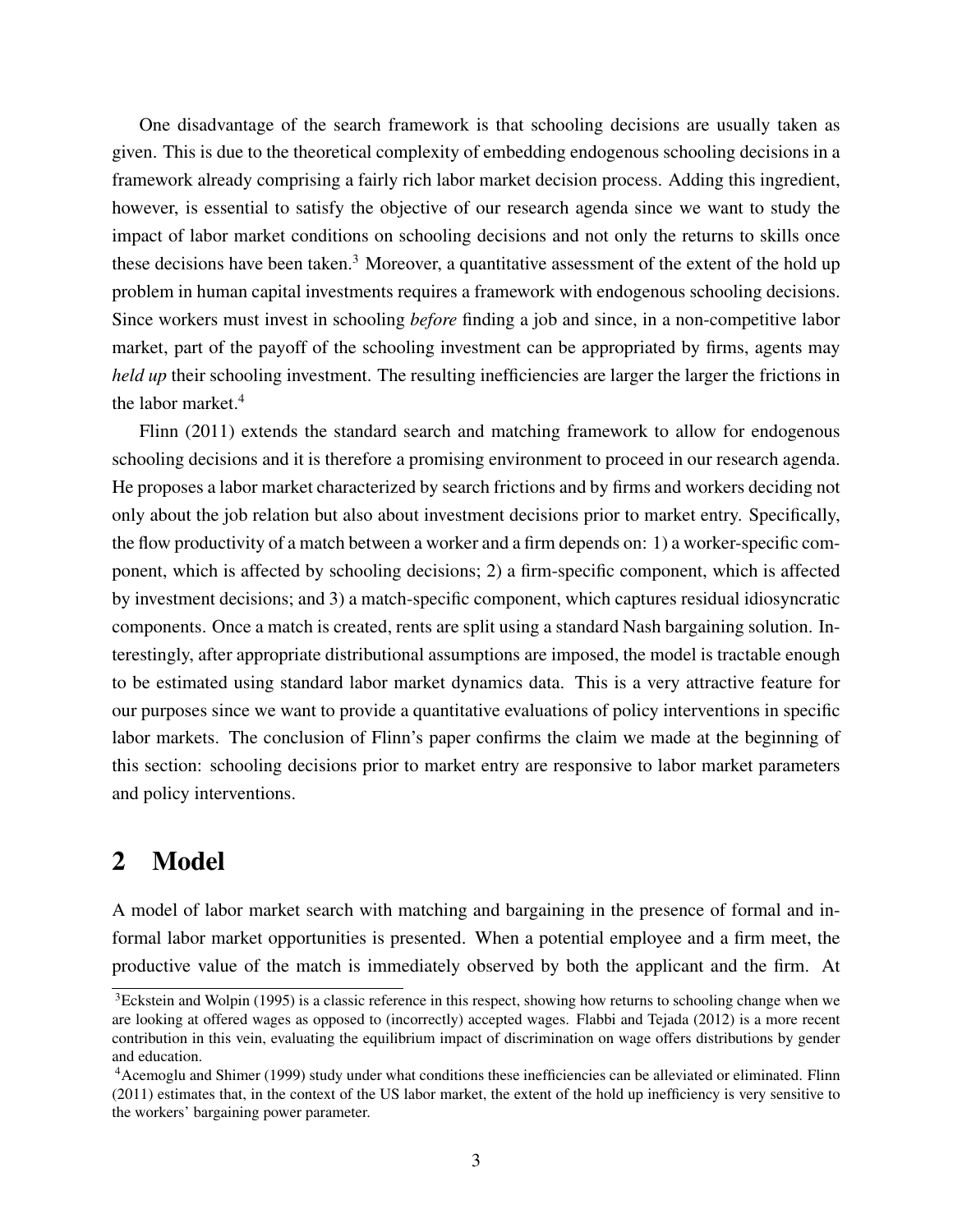One disadvantage of the search framework is that schooling decisions are usually taken as given. This is due to the theoretical complexity of embedding endogenous schooling decisions in a framework already comprising a fairly rich labor market decision process. Adding this ingredient, however, is essential to satisfy the objective of our research agenda since we want to study the impact of labor market conditions on schooling decisions and not only the returns to skills once these decisions have been taken.[3] Moreover, a quantitative assessment of the extent of the hold up problem in human capital investments requires a framework with endogenous schooling decisions. Since workers must invest in schooling *before* finding a job and since, in a non-competitive labor market, part of the payoff of the schooling investment can be appropriated by firms, agents may *held up* their schooling investment. The resulting inefficiencies are larger the larger the frictions in the labor market.[4]

Flinn (2011) extends the standard search and matching framework to allow for endogenous schooling decisions and it is therefore a promising environment to proceed in our research agenda. He proposes a labor market characterized by search frictions and by firms and workers deciding not only about the job relation but also about investment decisions prior to market entry. Specifically, the flow productivity of a match between a worker and a firm depends on: 1) a worker-specific component, which is affected by schooling decisions; 2) a firm-specific component, which is affected by investment decisions; and 3) a match-specific component, which captures residual idiosyncratic components. Once a match is created, rents are split using a standard Nash bargaining solution. Interestingly, after appropriate distributional assumptions are imposed, the model is tractable enough to be estimated using standard labor market dynamics data. This is a very attractive feature for our purposes since we want to provide a quantitative evaluations of policy interventions in specific labor markets. The conclusion of Flinn's paper confirms the claim we made at the beginning of this section: schooling decisions prior to market entry are responsive to labor market parameters and policy interventions.

## 2 Model

A model of labor market search with matching and bargaining in the presence of formal and informal labor market opportunities is presented. When a potential employee and a firm meet, the productive value of the match is immediately observed by both the applicant and the firm. At

[3] Eckstein and Wolpin (1995) is a classic reference in this respect, showing how returns to schooling change when we are looking at offered wages as opposed to (incorrectly) accepted wages. Flabbi and Tejada (2012) is a more recent contribution in this vein, evaluating the equilibrium impact of discrimination on wage offers distributions by gender and education.

[4] Acemoglu and Shimer (1999) study under what conditions these inefficiencies can be alleviated or eliminated. Flinn (2011) estimates that, in the context of the US labor market, the extent of the hold up inefficiency is very sensitive to the workers' bargaining power parameter.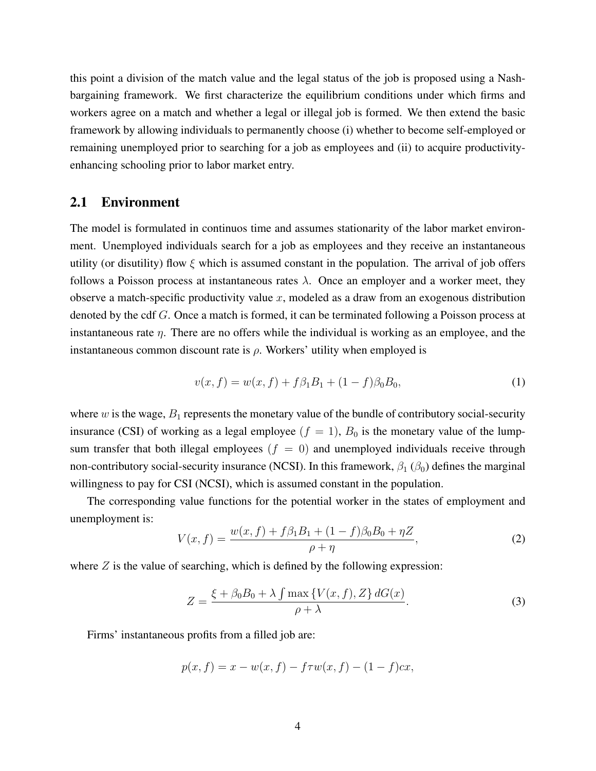this point a division of the match value and the legal status of the job is proposed using a Nash-bargaining framework. We first characterize the equilibrium conditions under which firms and workers agree on a match and whether a legal or illegal job is formed. We then extend the basic framework by allowing individuals to permanently choose (i) whether to become self-employed or remaining unemployed prior to searching for a job as employees and (ii) to acquire productivity-enhancing schooling prior to labor market entry.

## 2.1 Environment

The model is formulated in continuos time and assumes stationarity of the labor market environment. Unemployed individuals search for a job as employees and they receive an instantaneous utility (or disutility) flow $\xi$ which is assumed constant in the population. The arrival of job offers follows a Poisson process at instantaneous rates $\lambda$. Once an employer and a worker meet, they observe a match-specific productivity value $x$, modeled as a draw from an exogenous distribution denoted by the cdf $G$. Once a match is formed, it can be terminated following a Poisson process at instantaneous rate $\eta$. There are no offers while the individual is working as an employee, and the instantaneous common discount rate is $\rho$. Workers' utility when employed is

$$v(x, f) = w(x, f) + f\beta_1 B_1 + (1 - f)\beta_0 B_0, \tag{1}$$

where $w$ is the wage, $B_1$ represents the monetary value of the bundle of contributory social-security insurance (CSI) of working as a legal employee ($f = 1$), $B_0$ is the monetary value of the lump-sum transfer that both illegal employees ($f = 0$) and unemployed individuals receive through non-contributory social-security insurance (NCSI). In this framework, $\beta_1$ ($\beta_0$) defines the marginal willingness to pay for CSI (NCSI), which is assumed constant in the population.

The corresponding value functions for the potential worker in the states of employment and unemployment is:

$$V(x, f) = \frac{w(x, f) + f\beta_1 B_1 + (1 - f)\beta_0 B_0 + \eta Z}{\rho + \eta}, \tag{2}$$

where $Z$ is the value of searching, which is defined by the following expression:

$$Z = \frac{\xi + \beta_0 B_0 + \lambda \int \max\{V(x, f), Z\}\, dG(x)}{\rho + \lambda}. \tag{3}$$

Firms' instantaneous profits from a filled job are:

$$p(x, f) = x - w(x, f) - f\tau w(x, f) - (1 - f)cx,$$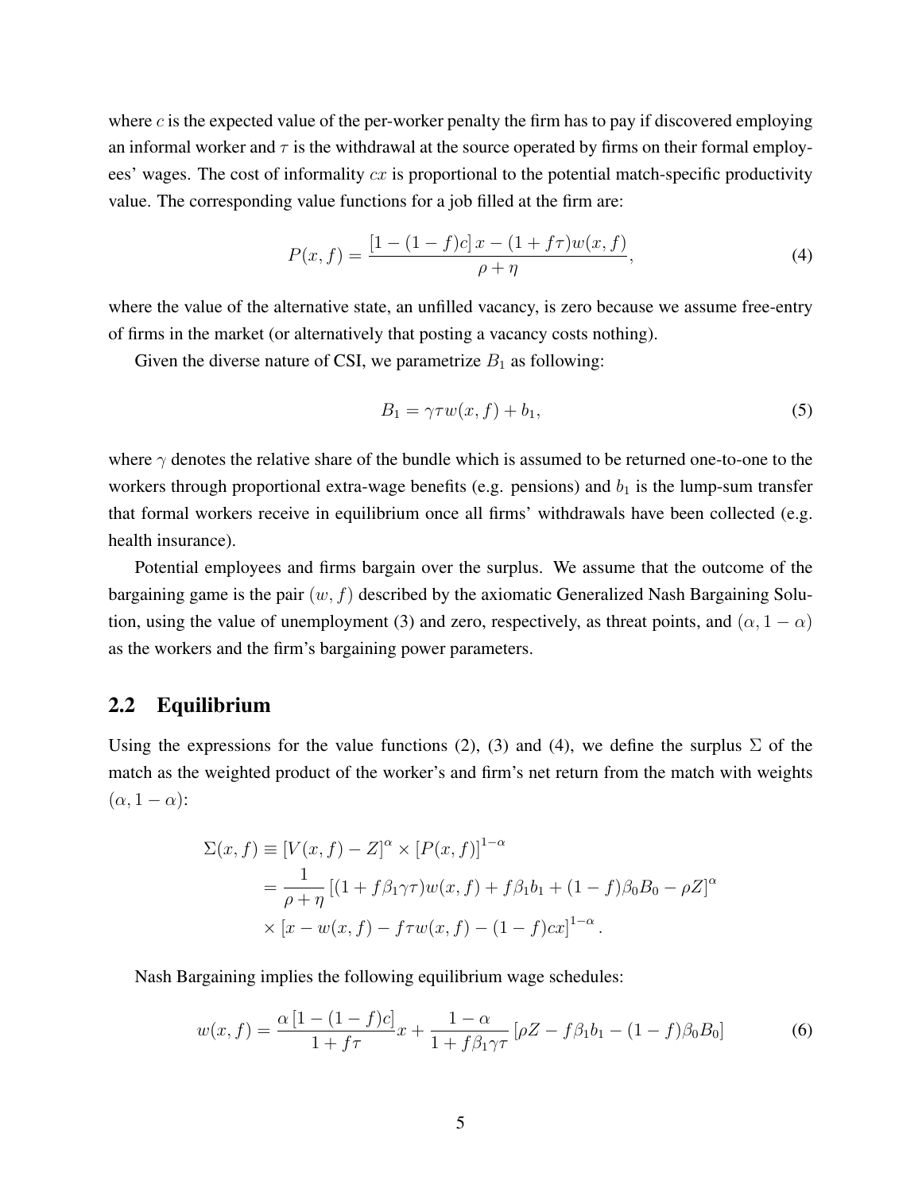where $c$ is the expected value of the per-worker penalty the firm has to pay if discovered employing an informal worker and $\tau$ is the withdrawal at the source operated by firms on their formal employees' wages. The cost of informality $cx$ is proportional to the potential match-specific productivity value. The corresponding value functions for a job filled at the firm are:

$$P(x, f) = \frac{[1 - (1 - f)c]\, x - (1 + f\tau)w(x, f)}{\rho + \eta}, \tag{4}$$

where the value of the alternative state, an unfilled vacancy, is zero because we assume free-entry of firms in the market (or alternatively that posting a vacancy costs nothing).

Given the diverse nature of CSI, we parametrize $B_1$ as following:

$$B_1 = \gamma\tau w(x, f) + b_1, \tag{5}$$

where $\gamma$ denotes the relative share of the bundle which is assumed to be returned one-to-one to the workers through proportional extra-wage benefits (e.g. pensions) and $b_1$ is the lump-sum transfer that formal workers receive in equilibrium once all firms' withdrawals have been collected (e.g. health insurance).

Potential employees and firms bargain over the surplus. We assume that the outcome of the bargaining game is the pair $(w, f)$ described by the axiomatic Generalized Nash Bargaining Solution, using the value of unemployment (3) and zero, respectively, as threat points, and $(\alpha, 1 - \alpha)$ as the workers and the firm's bargaining power parameters.

## 2.2 Equilibrium

Using the expressions for the value functions (2), (3) and (4), we define the surplus $\Sigma$ of the match as the weighted product of the worker's and firm's net return from the match with weights $(\alpha, 1 - \alpha)$:

$$\begin{aligned}
\Sigma(x, f) &\equiv [V(x, f) - Z]^{\alpha} \times [P(x, f)]^{1-\alpha} \\
&= \frac{1}{\rho + \eta}\left[(1 + f\beta_1\gamma\tau)w(x, f) + f\beta_1 b_1 + (1 - f)\beta_0 B_0 - \rho Z\right]^{\alpha} \\
&\times \left[x - w(x, f) - f\tau w(x, f) - (1 - f)cx\right]^{1-\alpha}.
\end{aligned}$$

Nash Bargaining implies the following equilibrium wage schedules:

$$w(x, f) = \frac{\alpha\,[1 - (1 - f)c]}{1 + f\tau}x + \frac{1 - \alpha}{1 + f\beta_1\gamma\tau}\left[\rho Z - f\beta_1 b_1 - (1 - f)\beta_0 B_0\right] \tag{6}$$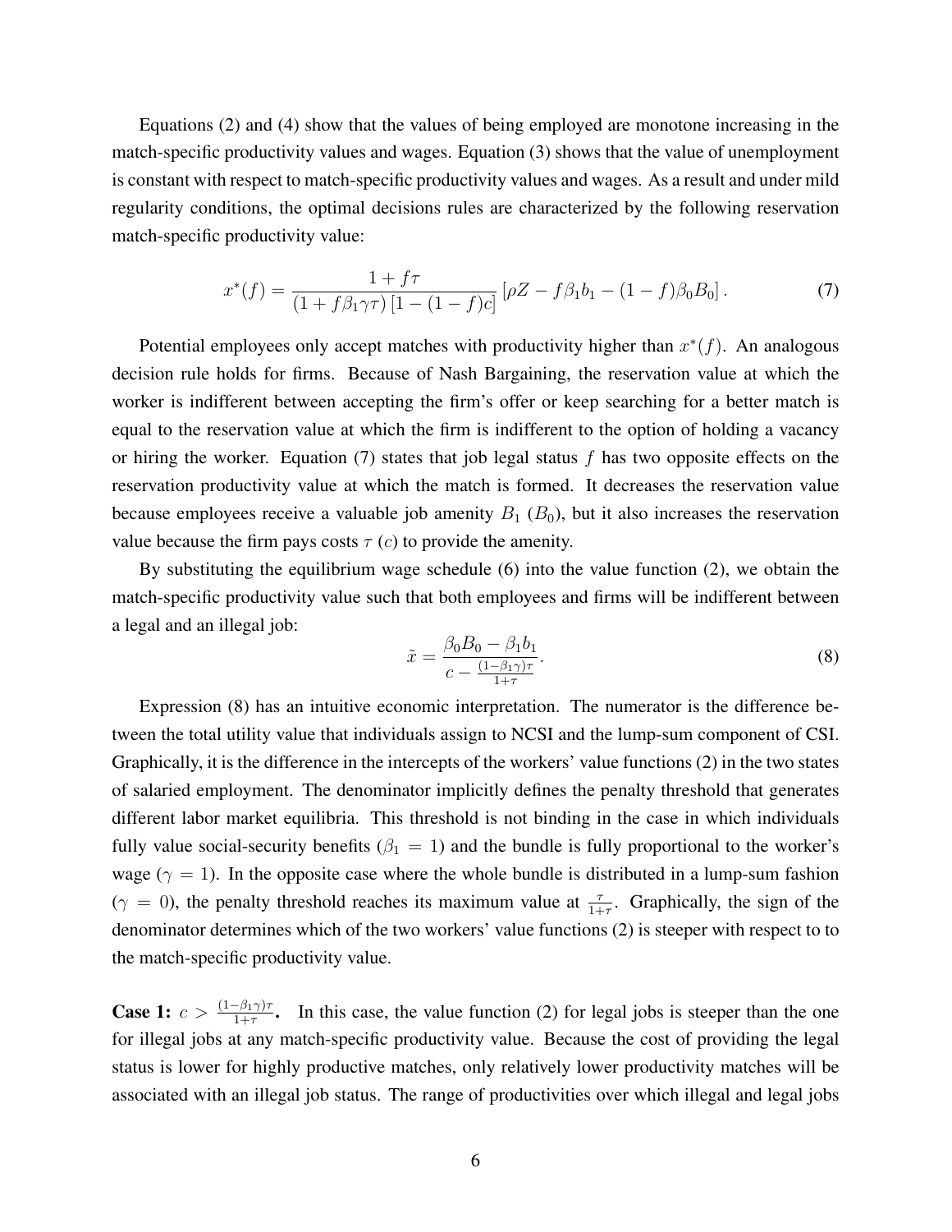Equations (2) and (4) show that the values of being employed are monotone increasing in the match-specific productivity values and wages. Equation (3) shows that the value of unemployment is constant with respect to match-specific productivity values and wages. As a result and under mild regularity conditions, the optimal decisions rules are characterized by the following reservation match-specific productivity value:

$$x^*(f) = \frac{1 + f\tau}{(1 + f\beta_1\gamma\tau)\,[1 - (1 - f)c]}\,[\rho Z - f\beta_1 b_1 - (1 - f)\beta_0 B_0]\,. \tag{7}$$

Potential employees only accept matches with productivity higher than $x^*(f)$. An analogous decision rule holds for firms. Because of Nash Bargaining, the reservation value at which the worker is indifferent between accepting the firm's offer or keep searching for a better match is equal to the reservation value at which the firm is indifferent to the option of holding a vacancy or hiring the worker. Equation (7) states that job legal status $f$ has two opposite effects on the reservation productivity value at which the match is formed. It decreases the reservation value because employees receive a valuable job amenity $B_1$ ($B_0$), but it also increases the reservation value because the firm pays costs $\tau$ ($c$) to provide the amenity.

By substituting the equilibrium wage schedule (6) into the value function (2), we obtain the match-specific productivity value such that both employees and firms will be indifferent between a legal and an illegal job:

$$\tilde{x} = \frac{\beta_0 B_0 - \beta_1 b_1}{c - \frac{(1-\beta_1\gamma)\tau}{1+\tau}}. \tag{8}$$

Expression (8) has an intuitive economic interpretation. The numerator is the difference between the total utility value that individuals assign to NCSI and the lump-sum component of CSI. Graphically, it is the difference in the intercepts of the workers' value functions (2) in the two states of salaried employment. The denominator implicitly defines the penalty threshold that generates different labor market equilibria. This threshold is not binding in the case in which individuals fully value social-security benefits ($\beta_1 = 1$) and the bundle is fully proportional to the worker's wage ($\gamma = 1$). In the opposite case where the whole bundle is distributed in a lump-sum fashion ($\gamma = 0$), the penalty threshold reaches its maximum value at $\frac{\tau}{1+\tau}$. Graphically, the sign of the denominator determines which of the two workers' value functions (2) is steeper with respect to to the match-specific productivity value.

**Case 1: $c > \frac{(1-\beta_1\gamma)\tau}{1+\tau}$.** In this case, the value function (2) for legal jobs is steeper than the one for illegal jobs at any match-specific productivity value. Because the cost of providing the legal status is lower for highly productive matches, only relatively lower productivity matches will be associated with an illegal job status. The range of productivities over which illegal and legal jobs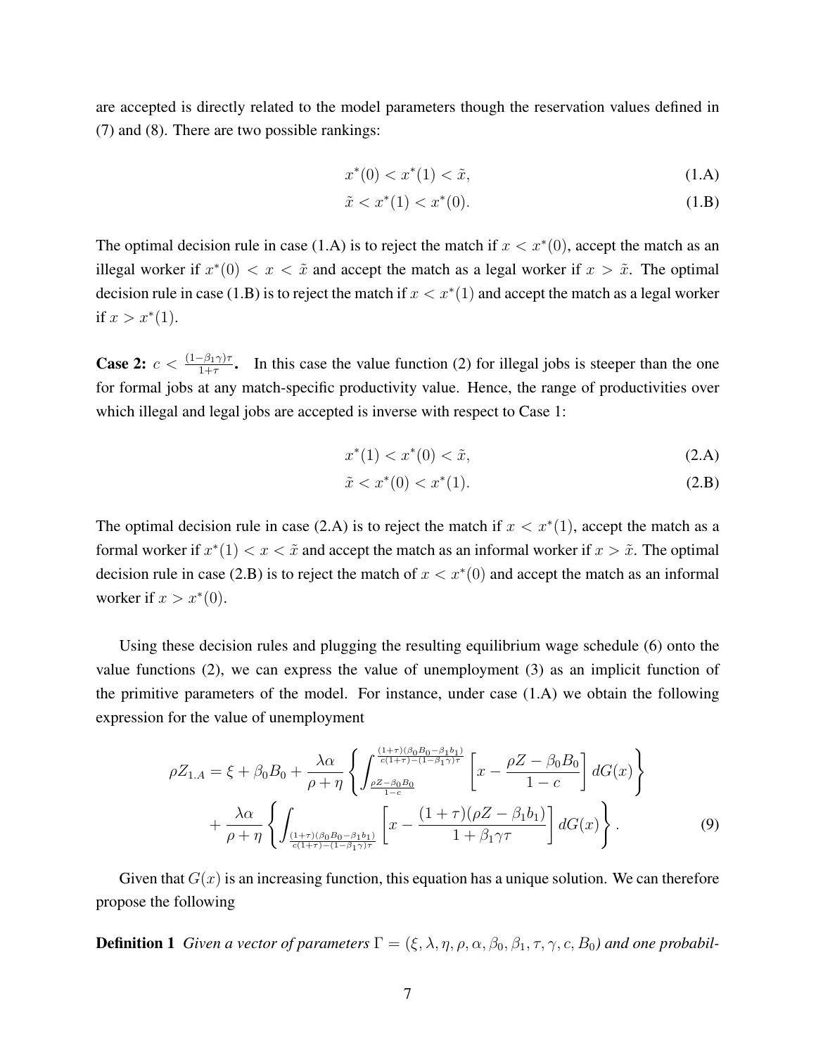are accepted is directly related to the model parameters though the reservation values defined in (7) and (8). There are two possible rankings:

$$x^*(0) < x^*(1) < \tilde{x}, \tag{1.A}$$

$$\tilde{x} < x^*(1) < x^*(0). \tag{1.B}$$

The optimal decision rule in case (1.A) is to reject the match if $x < x^*(0)$, accept the match as an illegal worker if $x^*(0) < x < \tilde{x}$ and accept the match as a legal worker if $x > \tilde{x}$. The optimal decision rule in case (1.B) is to reject the match if $x < x^*(1)$ and accept the match as a legal worker if $x > x^*(1)$.

**Case 2:** $c < \frac{(1-\beta_1\gamma)\tau}{1+\tau}$**.** In this case the value function (2) for illegal jobs is steeper than the one for formal jobs at any match-specific productivity value. Hence, the range of productivities over which illegal and legal jobs are accepted is inverse with respect to Case 1:

$$x^*(1) < x^*(0) < \tilde{x}, \tag{2.A}$$

$$\tilde{x} < x^*(0) < x^*(1). \tag{2.B}$$

The optimal decision rule in case (2.A) is to reject the match if $x < x^*(1)$, accept the match as a formal worker if $x^*(1) < x < \tilde{x}$ and accept the match as an informal worker if $x > \tilde{x}$. The optimal decision rule in case (2.B) is to reject the match of $x < x^*(0)$ and accept the match as an informal worker if $x > x^*(0)$.

Using these decision rules and plugging the resulting equilibrium wage schedule (6) onto the value functions (2), we can express the value of unemployment (3) as an implicit function of the primitive parameters of the model. For instance, under case (1.A) we obtain the following expression for the value of unemployment

$$\rho Z_{1.A} = \xi + \beta_0 B_0 + \frac{\lambda\alpha}{\rho+\eta}\left\{\int_{\frac{\rho Z-\beta_0 B_0}{1-c}}^{\frac{(1+\tau)(\beta_0 B_0-\beta_1 b_1)}{c(1+\tau)-(1-\beta_1\gamma)\tau}}\left[x - \frac{\rho Z-\beta_0 B_0}{1-c}\right]dG(x)\right\}$$
$$+ \frac{\lambda\alpha}{\rho+\eta}\left\{\int_{\frac{(1+\tau)(\beta_0 B_0-\beta_1 b_1)}{c(1+\tau)-(1-\beta_1\gamma)\tau}}\left[x - \frac{(1+\tau)(\rho Z-\beta_1 b_1)}{1+\beta_1\gamma\tau}\right]dG(x)\right\}. \tag{9}$$

Given that $G(x)$ is an increasing function, this equation has a unique solution. We can therefore propose the following

**Definition 1** *Given a vector of parameters* $\Gamma = (\xi, \lambda, \eta, \rho, \alpha, \beta_0, \beta_1, \tau, \gamma, c, B_0)$ *and one probabil-*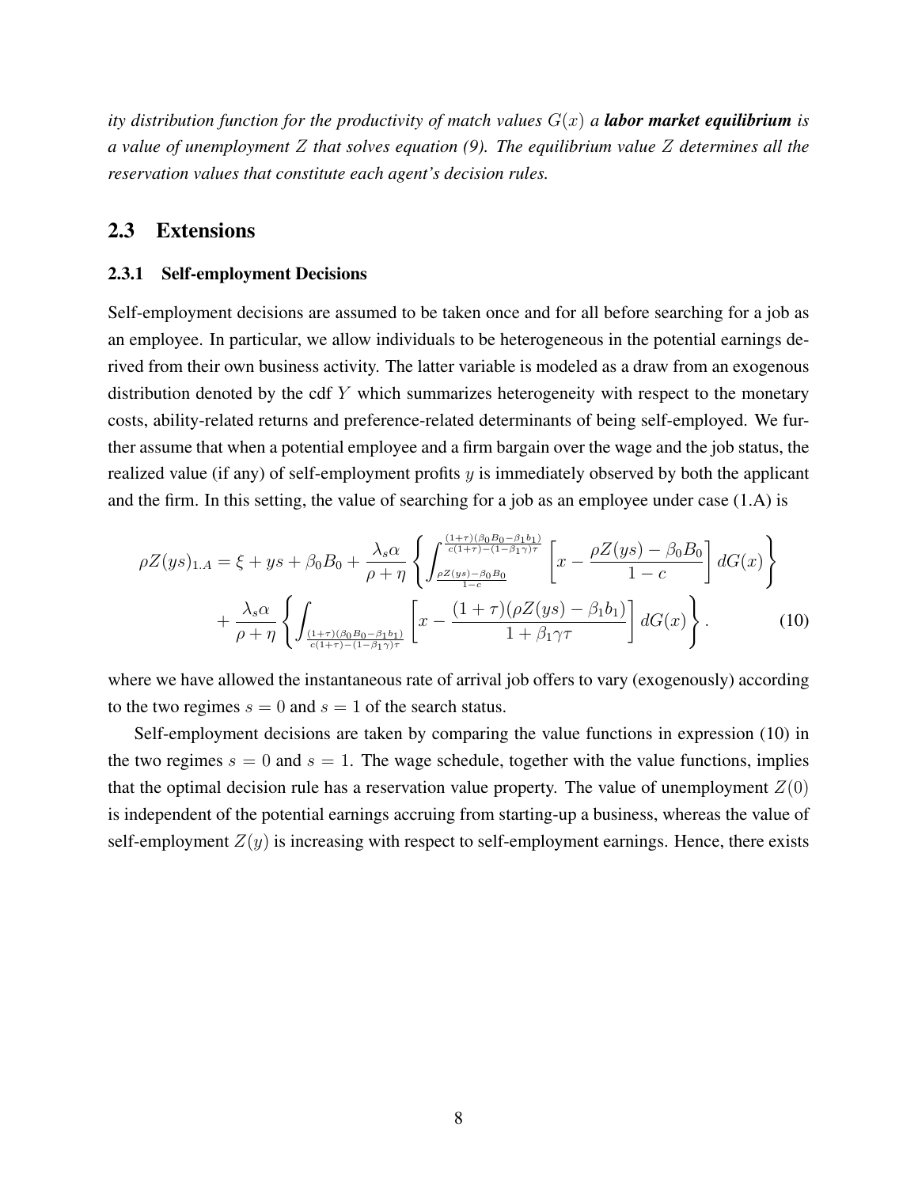*ity distribution function for the productivity of match values $G(x)$ a **labor market equilibrium** is a value of unemployment $Z$ that solves equation (9). The equilibrium value $Z$ determines all the reservation values that constitute each agent's decision rules.*

## 2.3 Extensions

### 2.3.1 Self-employment Decisions

Self-employment decisions are assumed to be taken once and for all before searching for a job as an employee. In particular, we allow individuals to be heterogeneous in the potential earnings derived from their own business activity. The latter variable is modeled as a draw from an exogenous distribution denoted by the cdf $Y$ which summarizes heterogeneity with respect to the monetary costs, ability-related returns and preference-related determinants of being self-employed. We further assume that when a potential employee and a firm bargain over the wage and the job status, the realized value (if any) of self-employment profits $y$ is immediately observed by both the applicant and the firm. In this setting, the value of searching for a job as an employee under case (1.A) is

$$
\rho Z(ys)_{1.A} = \xi + ys + \beta_0 B_0 + \frac{\lambda_s \alpha}{\rho + \eta} \left\{ \int_{\frac{\rho Z(ys) - \beta_0 B_0}{1-c}}^{\frac{(1+\tau)(\beta_0 B_0 - \beta_1 b_1)}{c(1+\tau)-(1-\beta_1\gamma)\tau}} \left[ x - \frac{\rho Z(ys) - \beta_0 B_0}{1-c} \right] dG(x) \right\}
$$

$$
+ \frac{\lambda_s \alpha}{\rho + \eta} \left\{ \int_{\frac{(1+\tau)(\beta_0 B_0 - \beta_1 b_1)}{c(1+\tau)-(1-\beta_1\gamma)\tau}} \left[ x - \frac{(1+\tau)(\rho Z(ys) - \beta_1 b_1)}{1 + \beta_1 \gamma \tau} \right] dG(x) \right\}. \tag{10}
$$

where we have allowed the instantaneous rate of arrival job offers to vary (exogenously) according to the two regimes $s = 0$ and $s = 1$ of the search status.

Self-employment decisions are taken by comparing the value functions in expression (10) in the two regimes $s = 0$ and $s = 1$. The wage schedule, together with the value functions, implies that the optimal decision rule has a reservation value property. The value of unemployment $Z(0)$ is independent of the potential earnings accruing from starting-up a business, whereas the value of self-employment $Z(y)$ is increasing with respect to self-employment earnings. Hence, there exists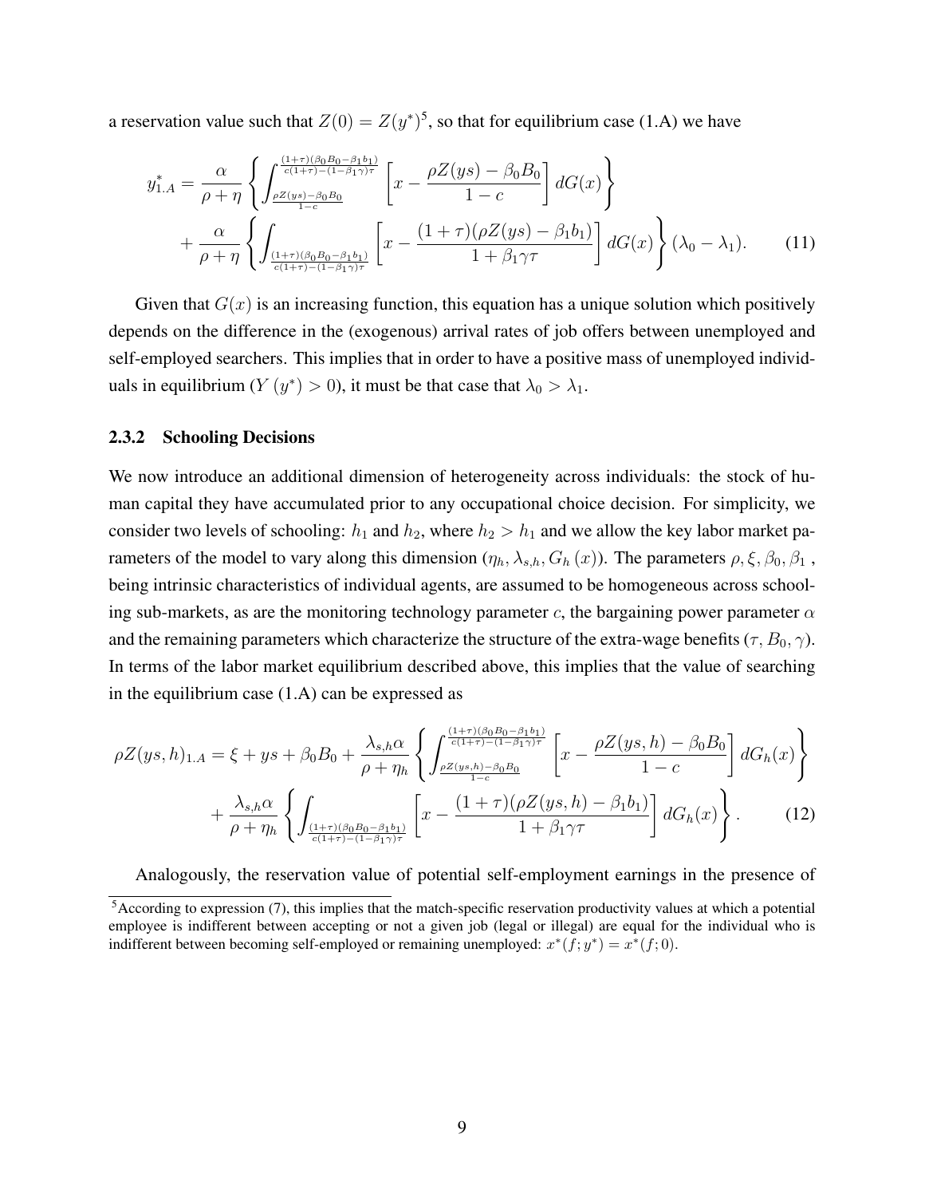a reservation value such that $Z(0) = Z(y^*)$[5], so that for equilibrium case (1.A) we have

$$y^*_{1.A} = \frac{\alpha}{\rho+\eta}\left\{\int_{\frac{\rho Z(ys)-\beta_0 B_0}{1-c}}^{\frac{(1+\tau)(\beta_0 B_0-\beta_1 b_1)}{c(1+\tau)-(1-\beta_1\gamma)\tau}}\left[x-\frac{\rho Z(ys)-\beta_0 B_0}{1-c}\right]dG(x)\right\} + \frac{\alpha}{\rho+\eta}\left\{\int_{\frac{(1+\tau)(\beta_0 B_0-\beta_1 b_1)}{c(1+\tau)-(1-\beta_1\gamma)\tau}}\left[x-\frac{(1+\tau)(\rho Z(ys)-\beta_1 b_1)}{1+\beta_1\gamma\tau}\right]dG(x)\right\}(\lambda_0-\lambda_1). \tag{11}$$

Given that $G(x)$ is an increasing function, this equation has a unique solution which positively depends on the difference in the (exogenous) arrival rates of job offers between unemployed and self-employed searchers. This implies that in order to have a positive mass of unemployed individuals in equilibrium ($Y(y^*) > 0$), it must be that case that $\lambda_0 > \lambda_1$.

### 2.3.2 Schooling Decisions

We now introduce an additional dimension of heterogeneity across individuals: the stock of human capital they have accumulated prior to any occupational choice decision. For simplicity, we consider two levels of schooling: $h_1$ and $h_2$, where $h_2 > h_1$ and we allow the key labor market parameters of the model to vary along this dimension ($\eta_h, \lambda_{s,h}, G_h(x)$). The parameters $\rho, \xi, \beta_0, \beta_1$, being intrinsic characteristics of individual agents, are assumed to be homogeneous across schooling sub-markets, as are the monitoring technology parameter $c$, the bargaining power parameter $\alpha$ and the remaining parameters which characterize the structure of the extra-wage benefits ($\tau$, $B_0, \gamma$). In terms of the labor market equilibrium described above, this implies that the value of searching in the equilibrium case (1.A) can be expressed as

$$\rho Z(ys,h)_{1.A} = \xi + ys + \beta_0 B_0 + \frac{\lambda_{s,h}\alpha}{\rho+\eta_h}\left\{\int_{\frac{\rho Z(ys,h)-\beta_0 B_0}{1-c}}^{\frac{(1+\tau)(\beta_0 B_0-\beta_1 b_1)}{c(1+\tau)-(1-\beta_1\gamma)\tau}}\left[x-\frac{\rho Z(ys,h)-\beta_0 B_0}{1-c}\right]dG_h(x)\right\} + \frac{\lambda_{s,h}\alpha}{\rho+\eta_h}\left\{\int_{\frac{(1+\tau)(\beta_0 B_0-\beta_1 b_1)}{c(1+\tau)-(1-\beta_1\gamma)\tau}}\left[x-\frac{(1+\tau)(\rho Z(ys,h)-\beta_1 b_1)}{1+\beta_1\gamma\tau}\right]dG_h(x)\right\}. \tag{12}$$

Analogously, the reservation value of potential self-employment earnings in the presence of

[5] According to expression (7), this implies that the match-specific reservation productivity values at which a potential employee is indifferent between accepting or not a given job (legal or illegal) are equal for the individual who is indifferent between becoming self-employed or remaining unemployed: $x^*(f; y^*) = x^*(f; 0)$.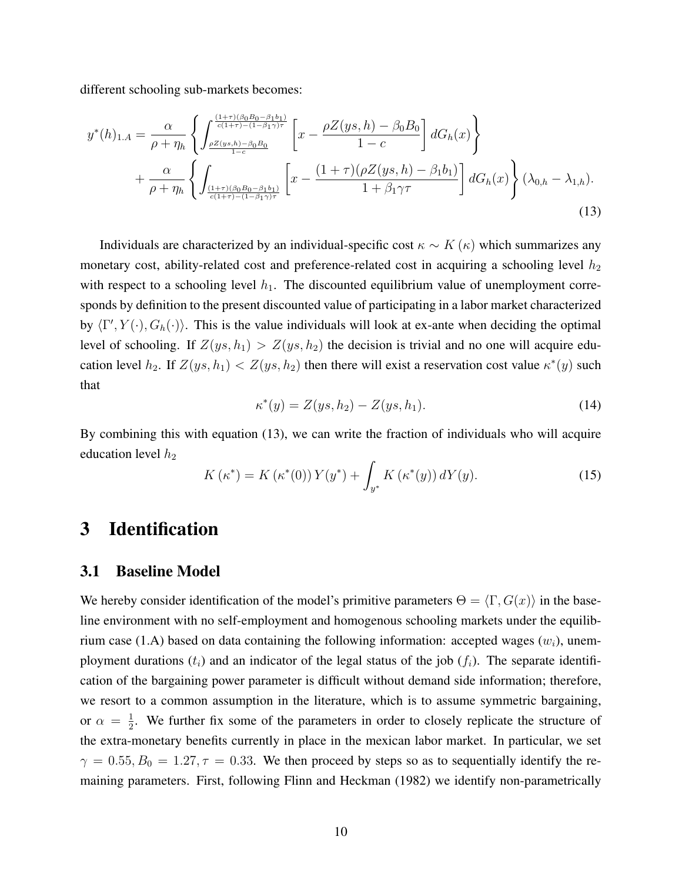different schooling sub-markets becomes:

$$
\begin{aligned}
y^*(h)_{1.A} = \frac{\alpha}{\rho + \eta_h} &\left\{ \int_{\frac{\rho Z(ys,h) - \beta_0 B_0}{1-c}}^{\frac{(1+\tau)(\beta_0 B_0 - \beta_1 b_1)}{c(1+\tau) - (1-\beta_1\gamma)\tau}} \left[ x - \frac{\rho Z(ys,h) - \beta_0 B_0}{1-c} \right] dG_h(x) \right\} \\
&+ \frac{\alpha}{\rho + \eta_h} \left\{ \int_{\frac{(1+\tau)(\beta_0 B_0 - \beta_1 b_1)}{c(1+\tau) - (1-\beta_1\gamma)\tau}} \left[ x - \frac{(1+\tau)(\rho Z(ys,h) - \beta_1 b_1)}{1 + \beta_1 \gamma \tau} \right] dG_h(x) \right\} (\lambda_{0,h} - \lambda_{1,h}).
\end{aligned}
\tag{13}
$$

Individuals are characterized by an individual-specific cost $\kappa \sim K(\kappa)$ which summarizes any monetary cost, ability-related cost and preference-related cost in acquiring a schooling level $h_2$ with respect to a schooling level $h_1$. The discounted equilibrium value of unemployment corresponds by definition to the present discounted value of participating in a labor market characterized by $\langle \Gamma', Y(\cdot), G_h(\cdot) \rangle$. This is the value individuals will look at ex-ante when deciding the optimal level of schooling. If $Z(ys, h_1) > Z(ys, h_2)$ the decision is trivial and no one will acquire education level $h_2$. If $Z(ys, h_1) < Z(ys, h_2)$ then there will exist a reservation cost value $\kappa^*(y)$ such that

$$
\kappa^*(y) = Z(ys, h_2) - Z(ys, h_1). \tag{14}
$$

By combining this with equation (13), we can write the fraction of individuals who will acquire education level $h_2$

$$
K(\kappa^*) = K(\kappa^*(0)) \, Y(y^*) + \int_{y^*} K(\kappa^*(y)) \, dY(y). \tag{15}
$$

# 3 Identification

## 3.1 Baseline Model

We hereby consider identification of the model's primitive parameters $\Theta = \langle \Gamma, G(x) \rangle$ in the baseline environment with no self-employment and homogenous schooling markets under the equilibrium case (1.A) based on data containing the following information: accepted wages ($w_i$), unemployment durations ($t_i$) and an indicator of the legal status of the job ($f_i$). The separate identification of the bargaining power parameter is difficult without demand side information; therefore, we resort to a common assumption in the literature, which is to assume symmetric bargaining, or $\alpha = \frac{1}{2}$. We further fix some of the parameters in order to closely replicate the structure of the extra-monetary benefits currently in place in the mexican labor market. In particular, we set $\gamma = 0.55, B_0 = 1.27, \tau = 0.33$. We then proceed by steps so as to sequentially identify the remaining parameters. First, following Flinn and Heckman (1982) we identify non-parametrically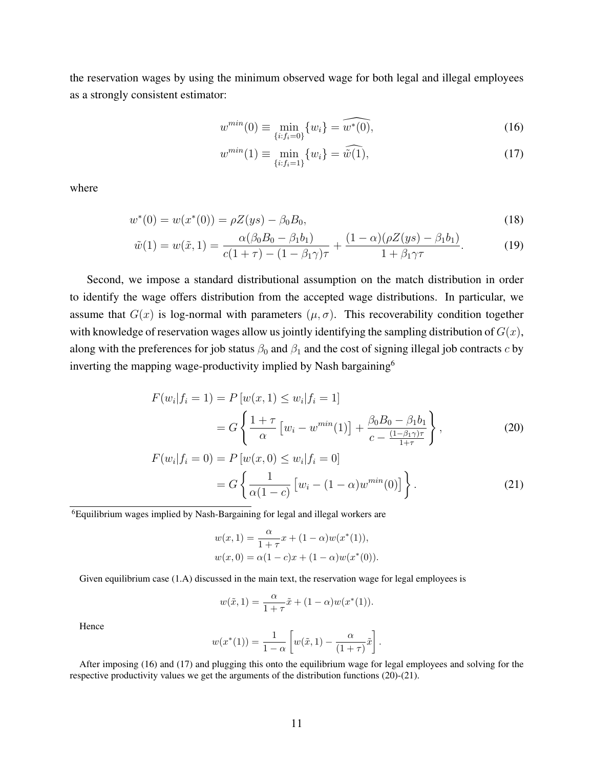the reservation wages by using the minimum observed wage for both legal and illegal employees as a strongly consistent estimator:

$$w^{min}(0) \equiv \min_{\{i:f_i=0\}}\{w_i\} = \widehat{w^*(0)}, \tag{16}$$

$$w^{min}(1) \equiv \min_{\{i:f_i=1\}}\{w_i\} = \widehat{\tilde{w}(1)}, \tag{17}$$

where

$$w^*(0) = w(x^*(0)) = \rho Z(ys) - \beta_0 B_0, \tag{18}$$

$$\tilde{w}(1) = w(\tilde{x}, 1) = \frac{\alpha(\beta_0 B_0 - \beta_1 b_1)}{c(1+\tau) - (1-\beta_1\gamma)\tau} + \frac{(1-\alpha)(\rho Z(ys) - \beta_1 b_1)}{1+\beta_1\gamma\tau}. \tag{19}$$

Second, we impose a standard distributional assumption on the match distribution in order to identify the wage offers distribution from the accepted wage distributions. In particular, we assume that $G(x)$ is log-normal with parameters $(\mu, \sigma)$. This recoverability condition together with knowledge of reservation wages allow us jointly identifying the sampling distribution of $G(x)$, along with the preferences for job status $\beta_0$ and $\beta_1$ and the cost of signing illegal job contracts $c$ by inverting the mapping wage-productivity implied by Nash bargaining[6]

$$\begin{aligned} F(w_i|f_i = 1) &= P\left[w(x,1) \le w_i | f_i = 1\right] \\ &= G\left\{\frac{1+\tau}{\alpha}\left[w_i - w^{min}(1)\right] + \frac{\beta_0 B_0 - \beta_1 b_1}{c - \frac{(1-\beta_1\gamma)\tau}{1+\tau}}\right\}, \end{aligned} \tag{20}$$

$$\begin{aligned} F(w_i|f_i = 0) &= P\left[w(x,0) \le w_i | f_i = 0\right] \\ &= G\left\{\frac{1}{\alpha(1-c)}\left[w_i - (1-\alpha)w^{min}(0)\right]\right\}. \end{aligned} \tag{21}$$

---

[6] Equilibrium wages implied by Nash-Bargaining for legal and illegal workers are

$$w(x,1) = \frac{\alpha}{1+\tau}x + (1-\alpha)w(x^*(1)),$$
$$w(x,0) = \alpha(1-c)x + (1-\alpha)w(x^*(0)).$$

Given equilibrium case (1.A) discussed in the main text, the reservation wage for legal employees is

$$w(\tilde{x}, 1) = \frac{\alpha}{1+\tau}\tilde{x} + (1-\alpha)w(x^*(1)).$$

Hence

$$w(x^*(1)) = \frac{1}{1-\alpha}\left[w(\tilde{x},1) - \frac{\alpha}{(1+\tau)}\tilde{x}\right].$$

After imposing (16) and (17) and plugging this onto the equilibrium wage for legal employees and solving for the respective productivity values we get the arguments of the distribution functions (20)-(21).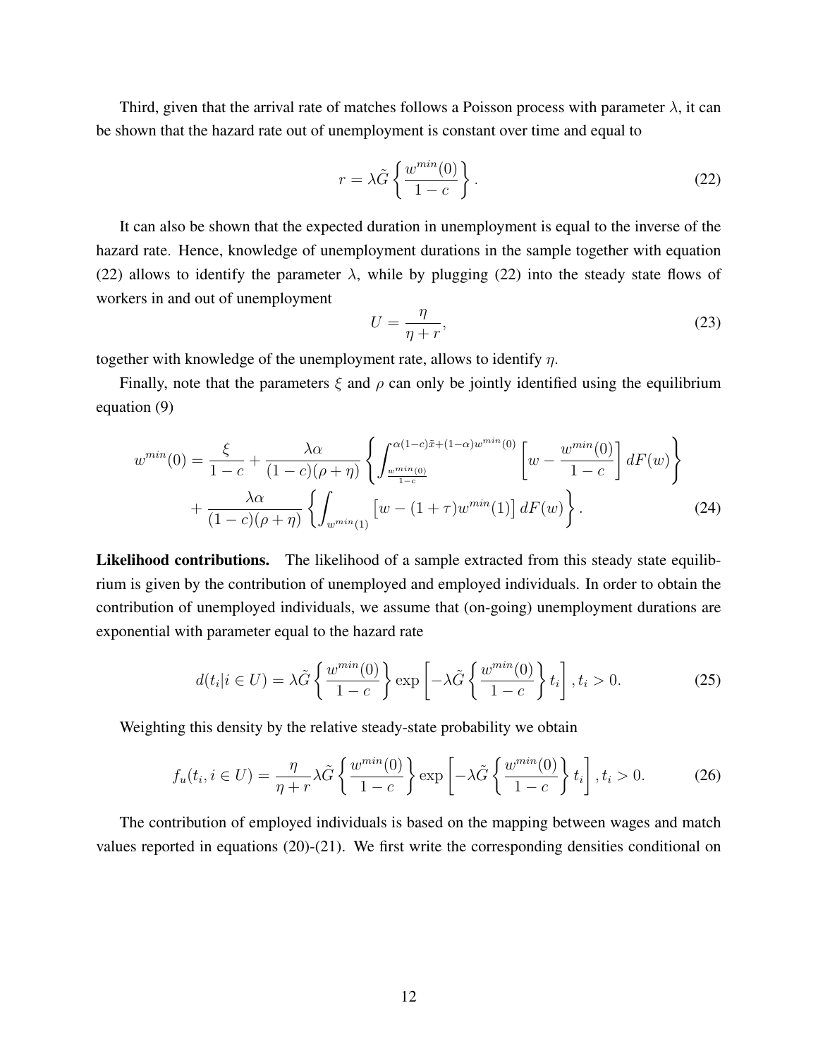Third, given that the arrival rate of matches follows a Poisson process with parameter $\lambda$, it can be shown that the hazard rate out of unemployment is constant over time and equal to

$$r = \lambda \tilde{G}\left\{\frac{w^{min}(0)}{1-c}\right\}. \tag{22}$$

It can also be shown that the expected duration in unemployment is equal to the inverse of the hazard rate. Hence, knowledge of unemployment durations in the sample together with equation (22) allows to identify the parameter $\lambda$, while by plugging (22) into the steady state flows of workers in and out of unemployment

$$U = \frac{\eta}{\eta + r}, \tag{23}$$

together with knowledge of the unemployment rate, allows to identify $\eta$.

Finally, note that the parameters $\xi$ and $\rho$ can only be jointly identified using the equilibrium equation (9)

$$\begin{aligned} w^{min}(0) = \frac{\xi}{1-c} &+ \frac{\lambda\alpha}{(1-c)(\rho+\eta)}\left\{\int_{\frac{w^{min}(0)}{1-c}}^{\alpha(1-c)\bar{x}+(1-\alpha)w^{min}(0)}\left[w - \frac{w^{min}(0)}{1-c}\right]dF(w)\right\} \\ &+ \frac{\lambda\alpha}{(1-c)(\rho+\eta)}\left\{\int_{w^{min}(1)}\left[w-(1+\tau)w^{min}(1)\right]dF(w)\right\}. \end{aligned} \tag{24}$$

**Likelihood contributions.** The likelihood of a sample extracted from this steady state equilibrium is given by the contribution of unemployed and employed individuals. In order to obtain the contribution of unemployed individuals, we assume that (on-going) unemployment durations are exponential with parameter equal to the hazard rate

$$d(t_i|i \in U) = \lambda\tilde{G}\left\{\frac{w^{min}(0)}{1-c}\right\}\exp\left[-\lambda\tilde{G}\left\{\frac{w^{min}(0)}{1-c}\right\}t_i\right], t_i > 0. \tag{25}$$

Weighting this density by the relative steady-state probability we obtain

$$f_u(t_i, i \in U) = \frac{\eta}{\eta+r}\lambda\tilde{G}\left\{\frac{w^{min}(0)}{1-c}\right\}\exp\left[-\lambda\tilde{G}\left\{\frac{w^{min}(0)}{1-c}\right\}t_i\right], t_i > 0. \tag{26}$$

The contribution of employed individuals is based on the mapping between wages and match values reported in equations (20)-(21). We first write the corresponding densities conditional on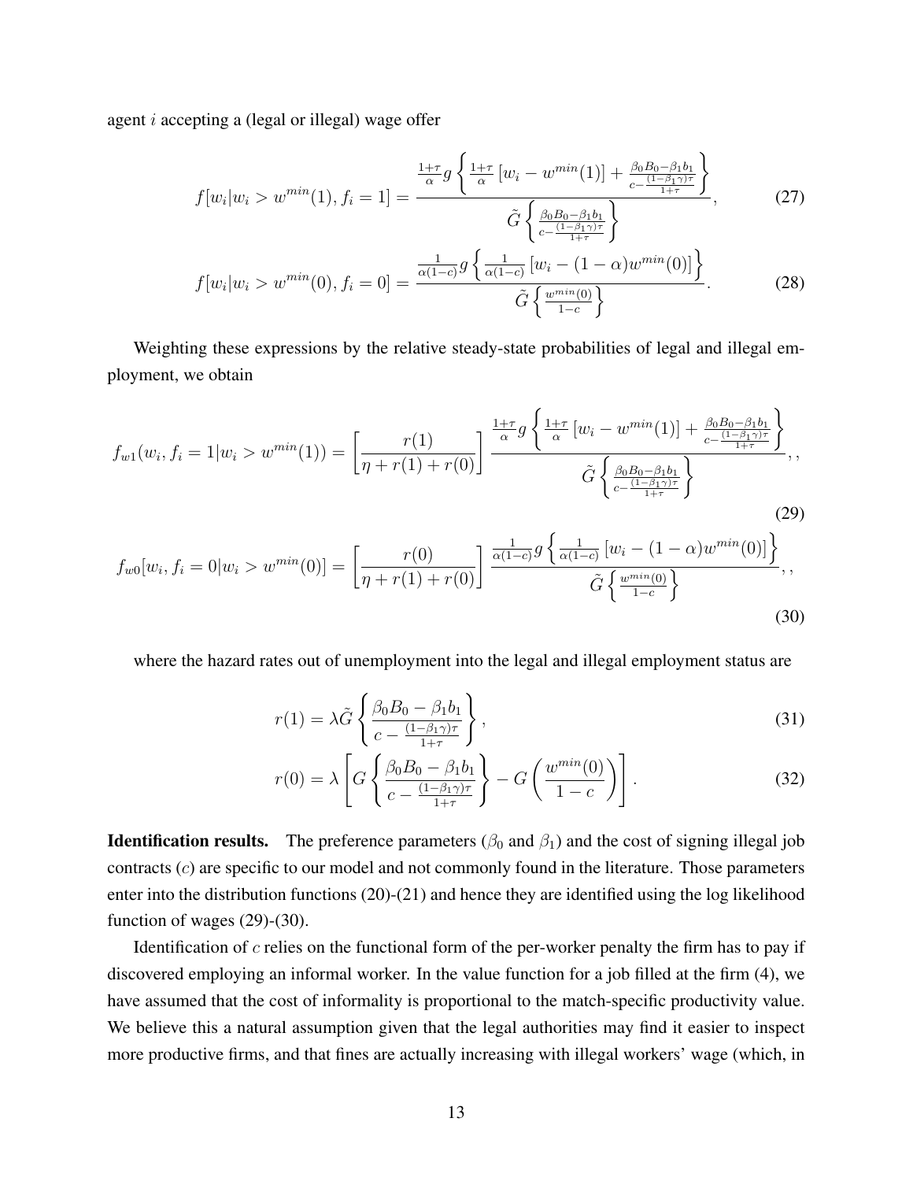agent $i$ accepting a (legal or illegal) wage offer

$$
f[w_i|w_i > w^{min}(1), f_i = 1] = \frac{\frac{1+\tau}{\alpha} g\left\{ \frac{1+\tau}{\alpha}\left[w_i - w^{min}(1)\right] + \frac{\beta_0 B_0 - \beta_1 b_1}{c - \frac{(1-\beta_1\gamma)\tau}{1+\tau}} \right\}}{\tilde{G}\left\{ \frac{\beta_0 B_0 - \beta_1 b_1}{c - \frac{(1-\beta_1\gamma)\tau}{1+\tau}} \right\}}, \tag{27}
$$

$$
f[w_i|w_i > w^{min}(0), f_i = 0] = \frac{\frac{1}{\alpha(1-c)} g\left\{ \frac{1}{\alpha(1-c)}\left[w_i - (1-\alpha) w^{min}(0)\right] \right\}}{\tilde{G}\left\{ \frac{w^{min}(0)}{1-c} \right\}}. \tag{28}
$$

Weighting these expressions by the relative steady-state probabilities of legal and illegal employment, we obtain

$$
f_{w1}(w_i, f_i = 1 | w_i > w^{min}(1)) = \left[ \frac{r(1)}{\eta + r(1) + r(0)} \right] \frac{\frac{1+\tau}{\alpha} g\left\{ \frac{1+\tau}{\alpha}\left[w_i - w^{min}(1)\right] + \frac{\beta_0 B_0 - \beta_1 b_1}{c - \frac{(1-\beta_1\gamma)\tau}{1+\tau}} \right\}}{\tilde{G}\left\{ \frac{\beta_0 B_0 - \beta_1 b_1}{c - \frac{(1-\beta_1\gamma)\tau}{1+\tau}} \right\}}, , \tag{29}
$$

$$
f_{w0}[w_i, f_i = 0 | w_i > w^{min}(0)] = \left[ \frac{r(0)}{\eta + r(1) + r(0)} \right] \frac{\frac{1}{\alpha(1-c)} g\left\{ \frac{1}{\alpha(1-c)}\left[w_i - (1-\alpha) w^{min}(0)\right] \right\}}{\tilde{G}\left\{ \frac{w^{min}(0)}{1-c} \right\}}, , \tag{30}
$$

where the hazard rates out of unemployment into the legal and illegal employment status are

$$
r(1) = \lambda \tilde{G}\left\{ \frac{\beta_0 B_0 - \beta_1 b_1}{c - \frac{(1-\beta_1\gamma)\tau}{1+\tau}} \right\}, \tag{31}
$$

$$
r(0) = \lambda \left[ G\left\{ \frac{\beta_0 B_0 - \beta_1 b_1}{c - \frac{(1-\beta_1\gamma)\tau}{1+\tau}} \right\} - G\left( \frac{w^{min}(0)}{1-c} \right) \right]. \tag{32}
$$

**Identification results.** The preference parameters ($\beta_0$ and $\beta_1$) and the cost of signing illegal job contracts ($c$) are specific to our model and not commonly found in the literature. Those parameters enter into the distribution functions (20)-(21) and hence they are identified using the log likelihood function of wages (29)-(30).

Identification of $c$ relies on the functional form of the per-worker penalty the firm has to pay if discovered employing an informal worker. In the value function for a job filled at the firm (4), we have assumed that the cost of informality is proportional to the match-specific productivity value. We believe this a natural assumption given that the legal authorities may find it easier to inspect more productive firms, and that fines are actually increasing with illegal workers' wage (which, in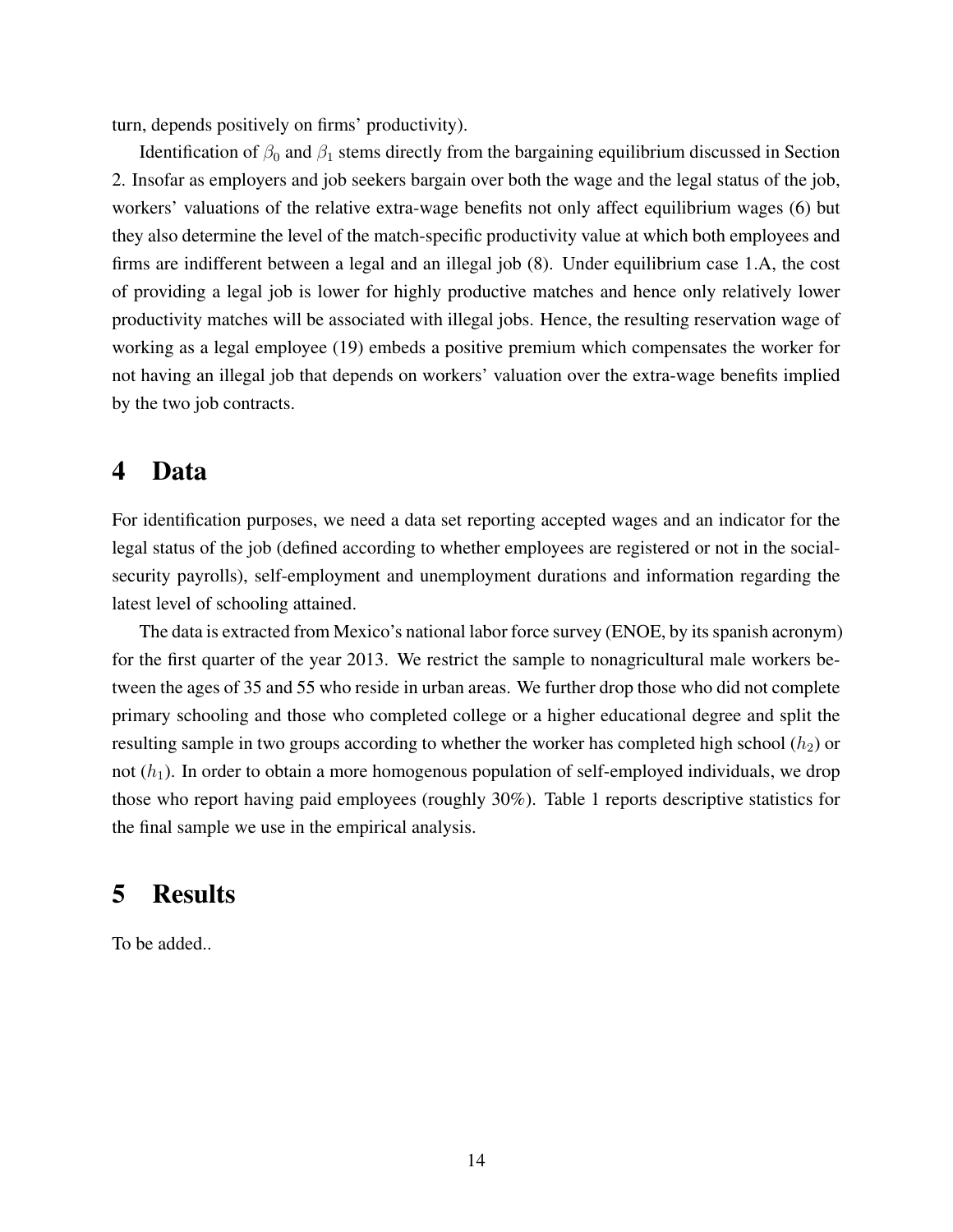turn, depends positively on firms' productivity).

Identification of $\beta_0$ and $\beta_1$ stems directly from the bargaining equilibrium discussed in Section 2. Insofar as employers and job seekers bargain over both the wage and the legal status of the job, workers' valuations of the relative extra-wage benefits not only affect equilibrium wages (6) but they also determine the level of the match-specific productivity value at which both employees and firms are indifferent between a legal and an illegal job (8). Under equilibrium case 1.A, the cost of providing a legal job is lower for highly productive matches and hence only relatively lower productivity matches will be associated with illegal jobs. Hence, the resulting reservation wage of working as a legal employee (19) embeds a positive premium which compensates the worker for not having an illegal job that depends on workers' valuation over the extra-wage benefits implied by the two job contracts.

# 4 Data

For identification purposes, we need a data set reporting accepted wages and an indicator for the legal status of the job (defined according to whether employees are registered or not in the social-security payrolls), self-employment and unemployment durations and information regarding the latest level of schooling attained.

The data is extracted from Mexico's national labor force survey (ENOE, by its spanish acronym) for the first quarter of the year 2013. We restrict the sample to nonagricultural male workers between the ages of 35 and 55 who reside in urban areas. We further drop those who did not complete primary schooling and those who completed college or a higher educational degree and split the resulting sample in two groups according to whether the worker has completed high school ($h_2$) or not ($h_1$). In order to obtain a more homogenous population of self-employed individuals, we drop those who report having paid employees (roughly 30%). Table 1 reports descriptive statistics for the final sample we use in the empirical analysis.

# 5 Results

To be added..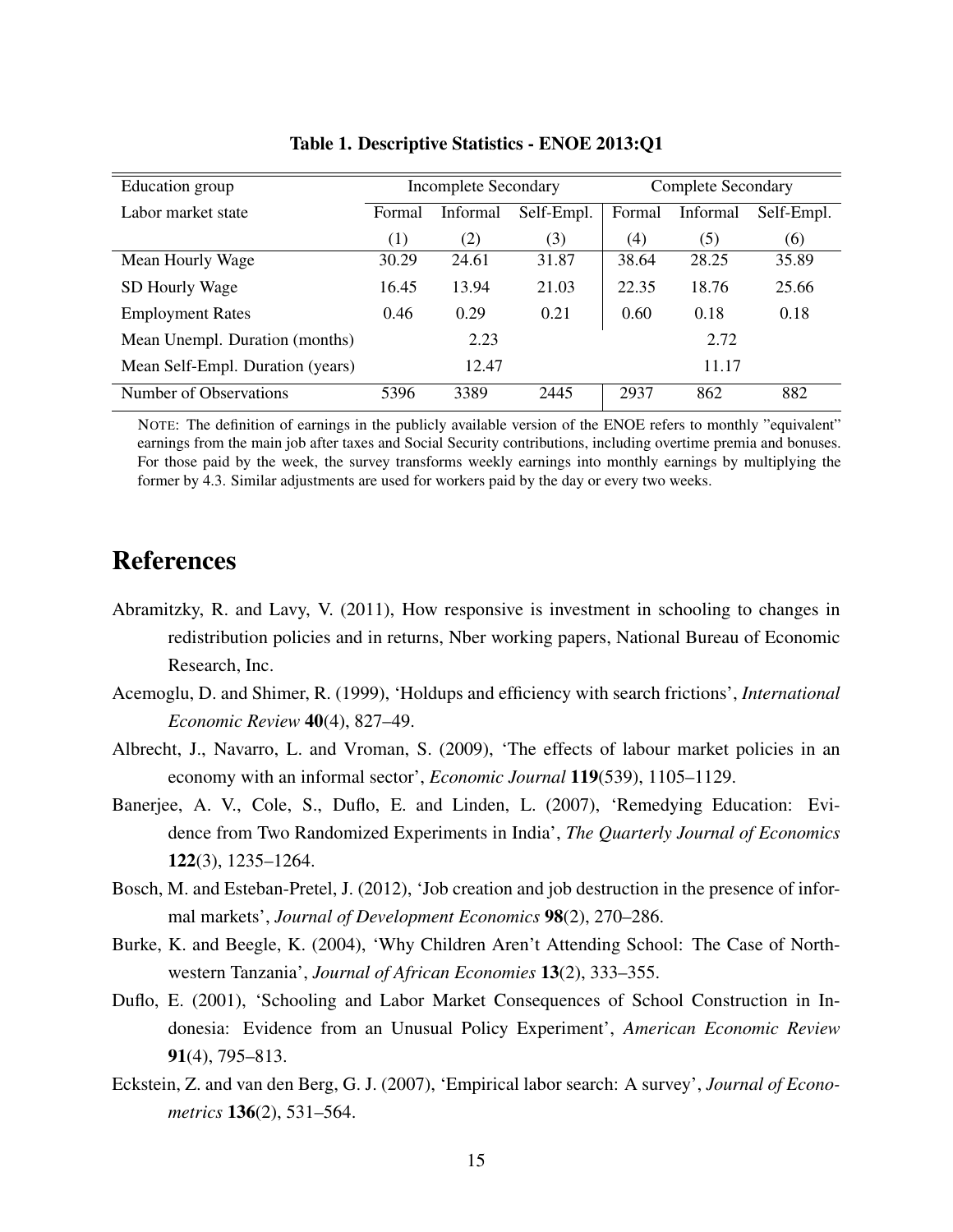**Table 1. Descriptive Statistics - ENOE 2013:Q1**

| Education group | Incomplete Secondary | | | Complete Secondary | | |
|---|---|---|---|---|---|---|
| Labor market state | Formal | Informal | Self-Empl. | Formal | Informal | Self-Empl. |
| | (1) | (2) | (3) | (4) | (5) | (6) |
| Mean Hourly Wage | 30.29 | 24.61 | 31.87 | 38.64 | 28.25 | 35.89 |
| SD Hourly Wage | 16.45 | 13.94 | 21.03 | 22.35 | 18.76 | 25.66 |
| Employment Rates | 0.46 | 0.29 | 0.21 | 0.60 | 0.18 | 0.18 |
| Mean Unempl. Duration (months) | | 2.23 | | | 2.72 | |
| Mean Self-Empl. Duration (years) | | 12.47 | | | 11.17 | |
| Number of Observations | 5396 | 3389 | 2445 | 2937 | 862 | 882 |

NOTE: The definition of earnings in the publicly available version of the ENOE refers to monthly "equivalent" earnings from the main job after taxes and Social Security contributions, including overtime premia and bonuses. For those paid by the week, the survey transforms weekly earnings into monthly earnings by multiplying the former by 4.3. Similar adjustments are used for workers paid by the day or every two weeks.

# References

Abramitzky, R. and Lavy, V. (2011), How responsive is investment in schooling to changes in redistribution policies and in returns, Nber working papers, National Bureau of Economic Research, Inc.

Acemoglu, D. and Shimer, R. (1999), 'Holdups and efficiency with search frictions', *International Economic Review* **40**(4), 827–49.

Albrecht, J., Navarro, L. and Vroman, S. (2009), 'The effects of labour market policies in an economy with an informal sector', *Economic Journal* **119**(539), 1105–1129.

Banerjee, A. V., Cole, S., Duflo, E. and Linden, L. (2007), 'Remedying Education: Evidence from Two Randomized Experiments in India', *The Quarterly Journal of Economics* **122**(3), 1235–1264.

Bosch, M. and Esteban-Pretel, J. (2012), 'Job creation and job destruction in the presence of informal markets', *Journal of Development Economics* **98**(2), 270–286.

Burke, K. and Beegle, K. (2004), 'Why Children Aren't Attending School: The Case of Northwestern Tanzania', *Journal of African Economies* **13**(2), 333–355.

Duflo, E. (2001), 'Schooling and Labor Market Consequences of School Construction in Indonesia: Evidence from an Unusual Policy Experiment', *American Economic Review* **91**(4), 795–813.

Eckstein, Z. and van den Berg, G. J. (2007), 'Empirical labor search: A survey', *Journal of Econometrics* **136**(2), 531–564.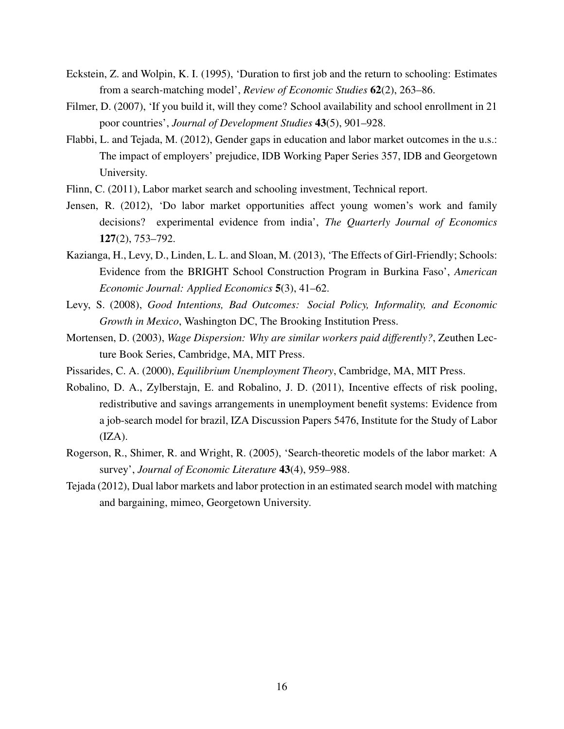Eckstein, Z. and Wolpin, K. I. (1995), 'Duration to first job and the return to schooling: Estimates from a search-matching model', *Review of Economic Studies* **62**(2), 263–86.

Filmer, D. (2007), 'If you build it, will they come? School availability and school enrollment in 21 poor countries', *Journal of Development Studies* **43**(5), 901–928.

Flabbi, L. and Tejada, M. (2012), Gender gaps in education and labor market outcomes in the u.s.: The impact of employers' prejudice, IDB Working Paper Series 357, IDB and Georgetown University.

Flinn, C. (2011), Labor market search and schooling investment, Technical report.

Jensen, R. (2012), 'Do labor market opportunities affect young women's work and family decisions? experimental evidence from india', *The Quarterly Journal of Economics* **127**(2), 753–792.

Kazianga, H., Levy, D., Linden, L. L. and Sloan, M. (2013), 'The Effects of Girl-Friendly; Schools: Evidence from the BRIGHT School Construction Program in Burkina Faso', *American Economic Journal: Applied Economics* **5**(3), 41–62.

Levy, S. (2008), *Good Intentions, Bad Outcomes: Social Policy, Informality, and Economic Growth in Mexico*, Washington DC, The Brooking Institution Press.

Mortensen, D. (2003), *Wage Dispersion: Why are similar workers paid differently?*, Zeuthen Lecture Book Series, Cambridge, MA, MIT Press.

Pissarides, C. A. (2000), *Equilibrium Unemployment Theory*, Cambridge, MA, MIT Press.

Robalino, D. A., Zylberstajn, E. and Robalino, J. D. (2011), Incentive effects of risk pooling, redistributive and savings arrangements in unemployment benefit systems: Evidence from a job-search model for brazil, IZA Discussion Papers 5476, Institute for the Study of Labor (IZA).

Rogerson, R., Shimer, R. and Wright, R. (2005), 'Search-theoretic models of the labor market: A survey', *Journal of Economic Literature* **43**(4), 959–988.

Tejada (2012), Dual labor markets and labor protection in an estimated search model with matching and bargaining, mimeo, Georgetown University.